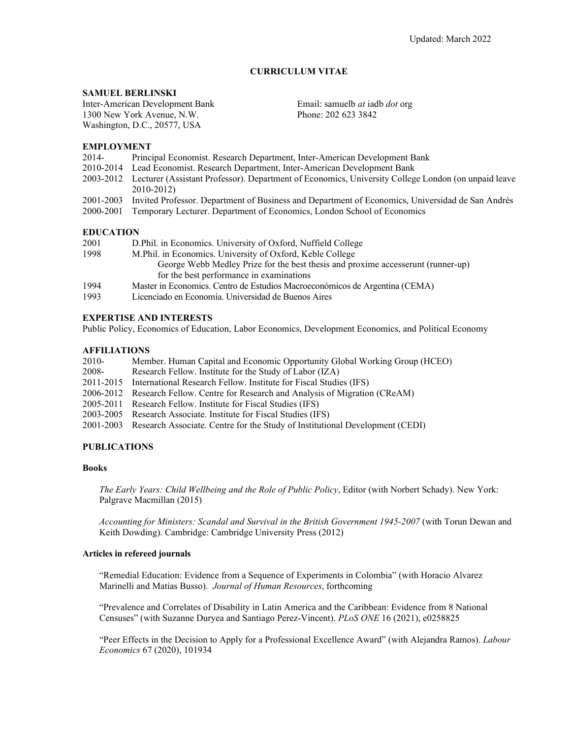Updated: March 2022

# CURRICULUM VITAE

**SAMUEL BERLINSKI**

Inter-American Development Bank
1300 New York Avenue, N.W.
Washington, D.C., 20577, USA

Email: samuelb *at* iadb *dot* org
Phone: 202 623 3842

## EMPLOYMENT

- 2014- Principal Economist. Research Department, Inter-American Development Bank
- 2010-2014 Lead Economist. Research Department, Inter-American Development Bank
- 2003-2012 Lecturer (Assistant Professor). Department of Economics, University College London (on unpaid leave 2010-2012)
- 2001-2003 Invited Professor. Department of Business and Department of Economics, Universidad de San Andrés
- 2000-2001 Temporary Lecturer. Department of Economics, London School of Economics

## EDUCATION

- 2001 D.Phil. in Economics. University of Oxford, Nuffield College
- 1998 M.Phil. in Economics. University of Oxford, Keble College
  George Webb Medley Prize for the best thesis and proxime accesserunt (runner-up) for the best performance in examinations
- 1994 Master in Economics. Centro de Estudios Macroeconómicos de Argentina (CEMA)
- 1993 Licenciado en Economía. Universidad de Buenos Aires

## EXPERTISE AND INTERESTS

Public Policy, Economics of Education, Labor Economics, Development Economics, and Political Economy

## AFFILIATIONS

- 2010- Member. Human Capital and Economic Opportunity Global Working Group (HCEO)
- 2008- Research Fellow. Institute for the Study of Labor (IZA)
- 2011-2015 International Research Fellow. Institute for Fiscal Studies (IFS)
- 2006-2012 Research Fellow. Centre for Research and Analysis of Migration (CReAM)
- 2005-2011 Research Fellow. Institute for Fiscal Studies (IFS)
- 2003-2005 Research Associate. Institute for Fiscal Studies (IFS)
- 2001-2003 Research Associate. Centre for the Study of Institutional Development (CEDI)

## PUBLICATIONS

### Books

*The Early Years: Child Wellbeing and the Role of Public Policy*, Editor (with Norbert Schady). New York: Palgrave Macmillan (2015)

*Accounting for Ministers: Scandal and Survival in the British Government 1945-2007* (with Torun Dewan and Keith Dowding). Cambridge: Cambridge University Press (2012)

### Articles in refereed journals

"Remedial Education: Evidence from a Sequence of Experiments in Colombia" (with Horacio Alvarez Marinelli and Matias Busso). *Journal of Human Resources*, forthcoming

"Prevalence and Correlates of Disability in Latin America and the Caribbean: Evidence from 8 National Censuses" (with Suzanne Duryea and Santiago Perez-Vincent). *PLoS ONE* 16 (2021), e0258825

"Peer Effects in the Decision to Apply for a Professional Excellence Award" (with Alejandra Ramos). *Labour Economics* 67 (2020), 101934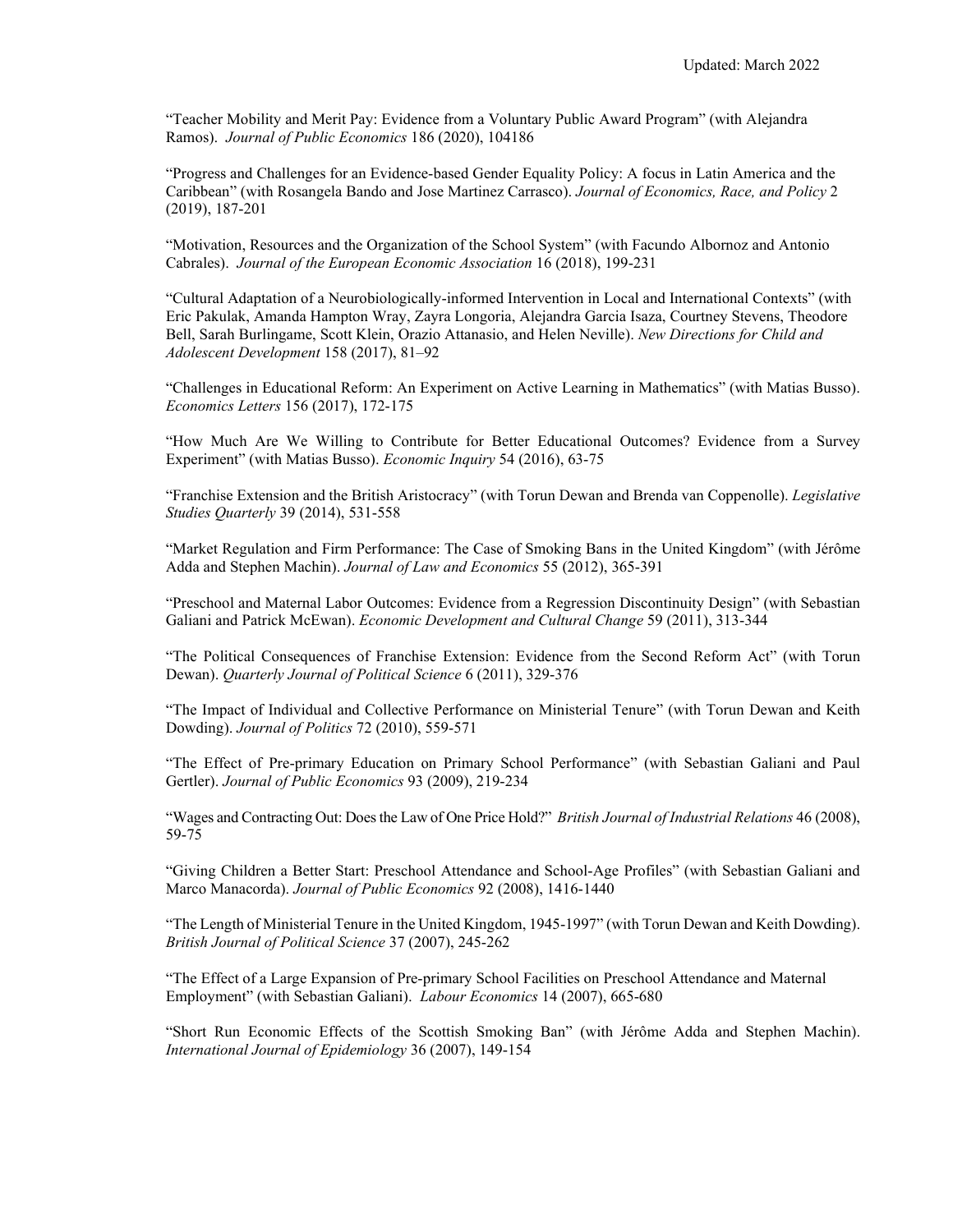"Teacher Mobility and Merit Pay: Evidence from a Voluntary Public Award Program" (with Alejandra Ramos). *Journal of Public Economics* 186 (2020), 104186

"Progress and Challenges for an Evidence-based Gender Equality Policy: A focus in Latin America and the Caribbean" (with Rosangela Bando and Jose Martinez Carrasco). *Journal of Economics, Race, and Policy* 2 (2019), 187-201

"Motivation, Resources and the Organization of the School System" (with Facundo Albornoz and Antonio Cabrales). *Journal of the European Economic Association* 16 (2018), 199-231

"Cultural Adaptation of a Neurobiologically-informed Intervention in Local and International Contexts" (with Eric Pakulak, Amanda Hampton Wray, Zayra Longoria, Alejandra Garcia Isaza, Courtney Stevens, Theodore Bell, Sarah Burlingame, Scott Klein, Orazio Attanasio, and Helen Neville). *New Directions for Child and Adolescent Development* 158 (2017), 81–92

"Challenges in Educational Reform: An Experiment on Active Learning in Mathematics" (with Matias Busso). *Economics Letters* 156 (2017), 172-175

"How Much Are We Willing to Contribute for Better Educational Outcomes? Evidence from a Survey Experiment" (with Matias Busso). *Economic Inquiry* 54 (2016), 63-75

"Franchise Extension and the British Aristocracy" (with Torun Dewan and Brenda van Coppenolle). *Legislative Studies Quarterly* 39 (2014), 531-558

"Market Regulation and Firm Performance: The Case of Smoking Bans in the United Kingdom" (with Jérôme Adda and Stephen Machin). *Journal of Law and Economics* 55 (2012), 365-391

"Preschool and Maternal Labor Outcomes: Evidence from a Regression Discontinuity Design" (with Sebastian Galiani and Patrick McEwan). *Economic Development and Cultural Change* 59 (2011), 313-344

"The Political Consequences of Franchise Extension: Evidence from the Second Reform Act" (with Torun Dewan). *Quarterly Journal of Political Science* 6 (2011), 329-376

"The Impact of Individual and Collective Performance on Ministerial Tenure" (with Torun Dewan and Keith Dowding). *Journal of Politics* 72 (2010), 559-571

"The Effect of Pre-primary Education on Primary School Performance" (with Sebastian Galiani and Paul Gertler). *Journal of Public Economics* 93 (2009), 219-234

"Wages and Contracting Out: Does the Law of One Price Hold?" *British Journal of Industrial Relations* 46 (2008), 59-75

"Giving Children a Better Start: Preschool Attendance and School-Age Profiles" (with Sebastian Galiani and Marco Manacorda). *Journal of Public Economics* 92 (2008), 1416-1440

"The Length of Ministerial Tenure in the United Kingdom, 1945-1997" (with Torun Dewan and Keith Dowding). *British Journal of Political Science* 37 (2007), 245-262

"The Effect of a Large Expansion of Pre-primary School Facilities on Preschool Attendance and Maternal Employment" (with Sebastian Galiani). *Labour Economics* 14 (2007), 665-680

"Short Run Economic Effects of the Scottish Smoking Ban" (with Jérôme Adda and Stephen Machin). *International Journal of Epidemiology* 36 (2007), 149-154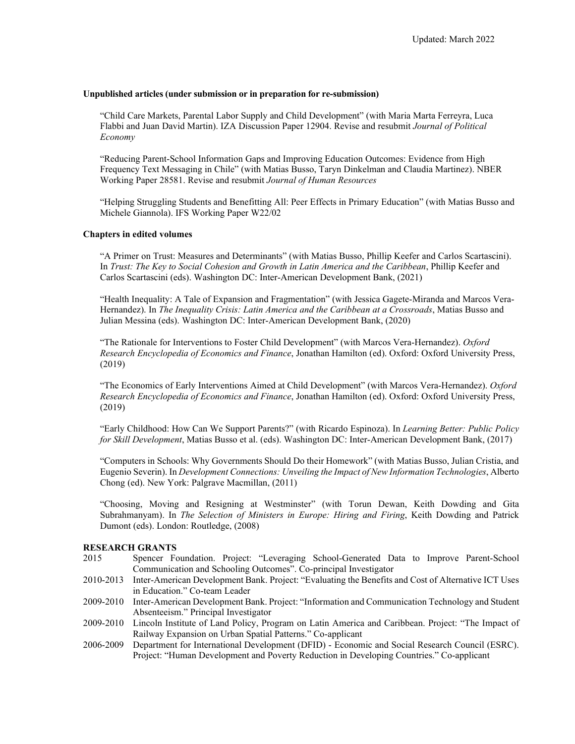Updated: March 2022

**Unpublished articles (under submission or in preparation for re-submission)**

"Child Care Markets, Parental Labor Supply and Child Development" (with Maria Marta Ferreyra, Luca Flabbi and Juan David Martin). IZA Discussion Paper 12904. Revise and resubmit *Journal of Political Economy*

"Reducing Parent-School Information Gaps and Improving Education Outcomes: Evidence from High Frequency Text Messaging in Chile" (with Matias Busso, Taryn Dinkelman and Claudia Martinez). NBER Working Paper 28581. Revise and resubmit *Journal of Human Resources*

"Helping Struggling Students and Benefitting All: Peer Effects in Primary Education" (with Matias Busso and Michele Giannola). IFS Working Paper W22/02

**Chapters in edited volumes**

"A Primer on Trust: Measures and Determinants" (with Matias Busso, Phillip Keefer and Carlos Scartascini). In *Trust: The Key to Social Cohesion and Growth in Latin America and the Caribbean*, Phillip Keefer and Carlos Scartascini (eds). Washington DC: Inter-American Development Bank, (2021)

"Health Inequality: A Tale of Expansion and Fragmentation" (with Jessica Gagete-Miranda and Marcos Vera-Hernandez). In *The Inequality Crisis: Latin America and the Caribbean at a Crossroads*, Matias Busso and Julian Messina (eds). Washington DC: Inter-American Development Bank, (2020)

"The Rationale for Interventions to Foster Child Development" (with Marcos Vera-Hernandez). *Oxford Research Encyclopedia of Economics and Finance*, Jonathan Hamilton (ed). Oxford: Oxford University Press, (2019)

"The Economics of Early Interventions Aimed at Child Development" (with Marcos Vera-Hernandez). *Oxford Research Encyclopedia of Economics and Finance*, Jonathan Hamilton (ed). Oxford: Oxford University Press, (2019)

"Early Childhood: How Can We Support Parents?" (with Ricardo Espinoza). In *Learning Better: Public Policy for Skill Development*, Matias Busso et al. (eds). Washington DC: Inter-American Development Bank, (2017)

"Computers in Schools: Why Governments Should Do their Homework" (with Matias Busso, Julian Cristia, and Eugenio Severin). In *Development Connections: Unveiling the Impact of New Information Technologies*, Alberto Chong (ed). New York: Palgrave Macmillan, (2011)

"Choosing, Moving and Resigning at Westminster" (with Torun Dewan, Keith Dowding and Gita Subrahmanyam). In *The Selection of Ministers in Europe: Hiring and Firing*, Keith Dowding and Patrick Dumont (eds). London: Routledge, (2008)

**RESEARCH GRANTS**

2015 Spencer Foundation. Project: "Leveraging School-Generated Data to Improve Parent-School Communication and Schooling Outcomes". Co-principal Investigator

2010-2013 Inter-American Development Bank. Project: "Evaluating the Benefits and Cost of Alternative ICT Uses in Education." Co-team Leader

2009-2010 Inter-American Development Bank. Project: "Information and Communication Technology and Student Absenteeism." Principal Investigator

2009-2010 Lincoln Institute of Land Policy, Program on Latin America and Caribbean. Project: "The Impact of Railway Expansion on Urban Spatial Patterns." Co-applicant

2006-2009 Department for International Development (DFID) - Economic and Social Research Council (ESRC). Project: "Human Development and Poverty Reduction in Developing Countries." Co-applicant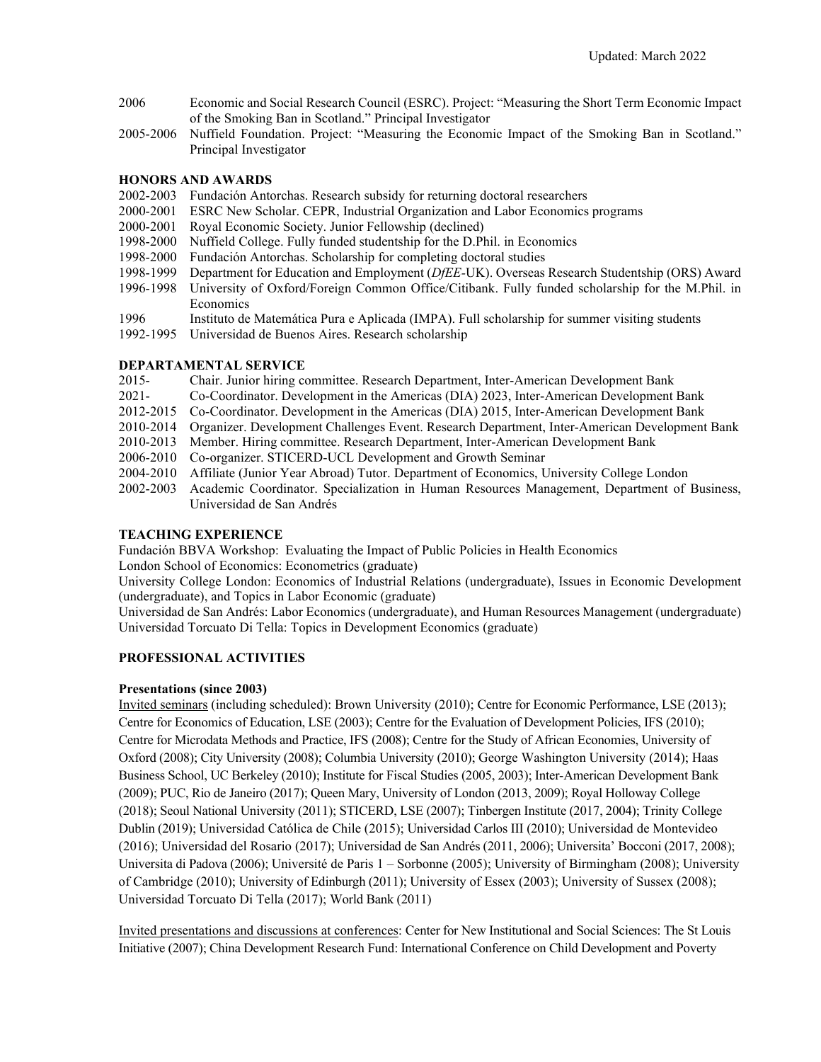2006 Economic and Social Research Council (ESRC). Project: "Measuring the Short Term Economic Impact of the Smoking Ban in Scotland." Principal Investigator

2005-2006 Nuffield Foundation. Project: "Measuring the Economic Impact of the Smoking Ban in Scotland." Principal Investigator

### HONORS AND AWARDS

- 2002-2003 Fundación Antorchas. Research subsidy for returning doctoral researchers
- 2000-2001 ESRC New Scholar. CEPR, Industrial Organization and Labor Economics programs
- 2000-2001 Royal Economic Society. Junior Fellowship (declined)
- 1998-2000 Nuffield College. Fully funded studentship for the D.Phil. in Economics
- 1998-2000 Fundación Antorchas. Scholarship for completing doctoral studies
- 1998-1999 Department for Education and Employment (*DfEE*-UK). Overseas Research Studentship (ORS) Award
- 1996-1998 University of Oxford/Foreign Common Office/Citibank. Fully funded scholarship for the M.Phil. in Economics
- 1996 Instituto de Matemática Pura e Aplicada (IMPA). Full scholarship for summer visiting students
- 1992-1995 Universidad de Buenos Aires. Research scholarship

### DEPARTAMENTAL SERVICE

- 2015- Chair. Junior hiring committee. Research Department, Inter-American Development Bank
- 2021- Co-Coordinator. Development in the Americas (DIA) 2023, Inter-American Development Bank
- 2012-2015 Co-Coordinator. Development in the Americas (DIA) 2015, Inter-American Development Bank
- 2010-2014 Organizer. Development Challenges Event. Research Department, Inter-American Development Bank
- 2010-2013 Member. Hiring committee. Research Department, Inter-American Development Bank
- 2006-2010 Co-organizer. STICERD-UCL Development and Growth Seminar
- 2004-2010 Affiliate (Junior Year Abroad) Tutor. Department of Economics, University College London
- 2002-2003 Academic Coordinator. Specialization in Human Resources Management, Department of Business, Universidad de San Andrés

### TEACHING EXPERIENCE

Fundación BBVA Workshop: Evaluating the Impact of Public Policies in Health Economics

London School of Economics: Econometrics (graduate)

University College London: Economics of Industrial Relations (undergraduate), Issues in Economic Development (undergraduate), and Topics in Labor Economic (graduate)

Universidad de San Andrés: Labor Economics (undergraduate), and Human Resources Management (undergraduate)

Universidad Torcuato Di Tella: Topics in Development Economics (graduate)

### PROFESSIONAL ACTIVITIES

#### Presentations (since 2003)

Invited seminars (including scheduled): Brown University (2010); Centre for Economic Performance, LSE (2013); Centre for Economics of Education, LSE (2003); Centre for the Evaluation of Development Policies, IFS (2010); Centre for Microdata Methods and Practice, IFS (2008); Centre for the Study of African Economies, University of Oxford (2008); City University (2008); Columbia University (2010); George Washington University (2014); Haas Business School, UC Berkeley (2010); Institute for Fiscal Studies (2005, 2003); Inter-American Development Bank (2009); PUC, Rio de Janeiro (2017); Queen Mary, University of London (2013, 2009); Royal Holloway College (2018); Seoul National University (2011); STICERD, LSE (2007); Tinbergen Institute (2017, 2004); Trinity College Dublin (2019); Universidad Católica de Chile (2015); Universidad Carlos III (2010); Universidad de Montevideo (2016); Universidad del Rosario (2017); Universidad de San Andrés (2011, 2006); Universita' Bocconi (2017, 2008); Universita di Padova (2006); Université de Paris 1 – Sorbonne (2005); University of Birmingham (2008); University of Cambridge (2010); University of Edinburgh (2011); University of Essex (2003); University of Sussex (2008); Universidad Torcuato Di Tella (2017); World Bank (2011)

Invited presentations and discussions at conferences: Center for New Institutional and Social Sciences: The St Louis Initiative (2007); China Development Research Fund: International Conference on Child Development and Poverty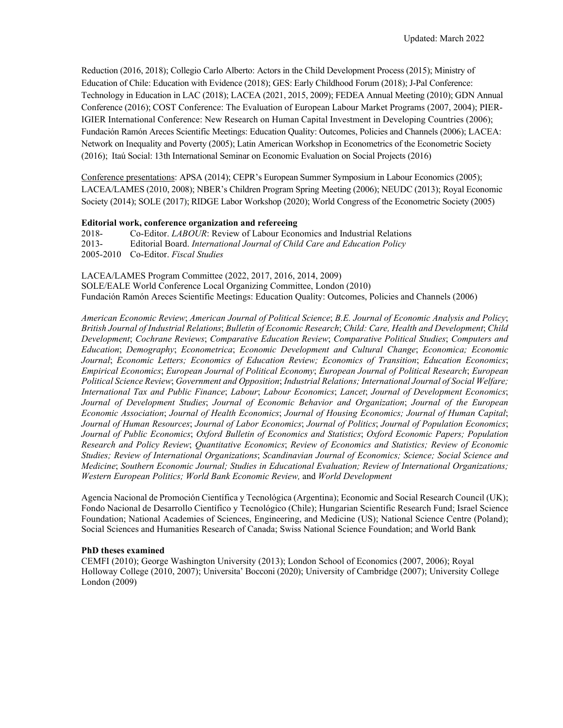Reduction (2016, 2018); Collegio Carlo Alberto: Actors in the Child Development Process (2015); Ministry of Education of Chile: Education with Evidence (2018); GES: Early Childhood Forum (2018); J-Pal Conference: Technology in Education in LAC (2018); LACEA (2021, 2015, 2009); FEDEA Annual Meeting (2010); GDN Annual Conference (2016); COST Conference: The Evaluation of European Labour Market Programs (2007, 2004); PIER-IGIER International Conference: New Research on Human Capital Investment in Developing Countries (2006); Fundación Ramón Areces Scientific Meetings: Education Quality: Outcomes, Policies and Channels (2006); LACEA: Network on Inequality and Poverty (2005); Latin American Workshop in Econometrics of the Econometric Society (2016); Itaú Social: 13th International Seminar on Economic Evaluation on Social Projects (2016)

Conference presentations: APSA (2014); CEPR's European Summer Symposium in Labour Economics (2005); LACEA/LAMES (2010, 2008); NBER's Children Program Spring Meeting (2006); NEUDC (2013); Royal Economic Society (2014); SOLE (2017); RIDGE Labor Workshop (2020); World Congress of the Econometric Society (2005)

**Editorial work, conference organization and refereeing**

2018- Co-Editor. *LABOUR*: Review of Labour Economics and Industrial Relations
2013- Editorial Board. *International Journal of Child Care and Education Policy*
2005-2010 Co-Editor. *Fiscal Studies*

LACEA/LAMES Program Committee (2022, 2017, 2016, 2014, 2009)
SOLE/EALE World Conference Local Organizing Committee, London (2010)
Fundación Ramón Areces Scientific Meetings: Education Quality: Outcomes, Policies and Channels (2006)

*American Economic Review*; *American Journal of Political Science*; *B.E. Journal of Economic Analysis and Policy*; *British Journal of Industrial Relations*; *Bulletin of Economic Research*; *Child: Care, Health and Development*; *Child Development*; *Cochrane Reviews*; *Comparative Education Review*; *Comparative Political Studies*; *Computers and Education*; *Demography*; *Econometrica*; *Economic Development and Cultural Change*; *Economica; Economic Journal*; *Economic Letters; Economics of Education Review; Economics of Transition*; *Education Economics*; *Empirical Economics*; *European Journal of Political Economy*; *European Journal of Political Research*; *European Political Science Review*; *Government and Opposition*; *Industrial Relations; International Journal of Social Welfare; International Tax and Public Finance*; *Labour*; *Labour Economics*; *Lancet*; *Journal of Development Economics*; *Journal of Development Studies*; *Journal of Economic Behavior and Organization*; *Journal of the European Economic Association*; *Journal of Health Economics*; *Journal of Housing Economics; Journal of Human Capital*; *Journal of Human Resources*; *Journal of Labor Economics*; *Journal of Politics*; *Journal of Population Economics*; *Journal of Public Economics*; *Oxford Bulletin of Economics and Statistics*; *Oxford Economic Papers; Population Research and Policy Review*; *Quantitative Economics*; *Review of Economics and Statistics; Review of Economic Studies; Review of International Organizations*; *Scandinavian Journal of Economics; Science; Social Science and Medicine*; *Southern Economic Journal; Studies in Educational Evaluation; Review of International Organizations; Western European Politics; World Bank Economic Review,* and *World Development*

Agencia Nacional de Promoción Científica y Tecnológica (Argentina); Economic and Social Research Council (UK); Fondo Nacional de Desarrollo Científico y Tecnológico (Chile); Hungarian Scientific Research Fund; Israel Science Foundation; National Academies of Sciences, Engineering, and Medicine (US); National Science Centre (Poland); Social Sciences and Humanities Research of Canada; Swiss National Science Foundation; and World Bank

**PhD theses examined**

CEMFI (2010); George Washington University (2013); London School of Economics (2007, 2006); Royal Holloway College (2010, 2007); Universita' Bocconi (2020); University of Cambridge (2007); University College London (2009)